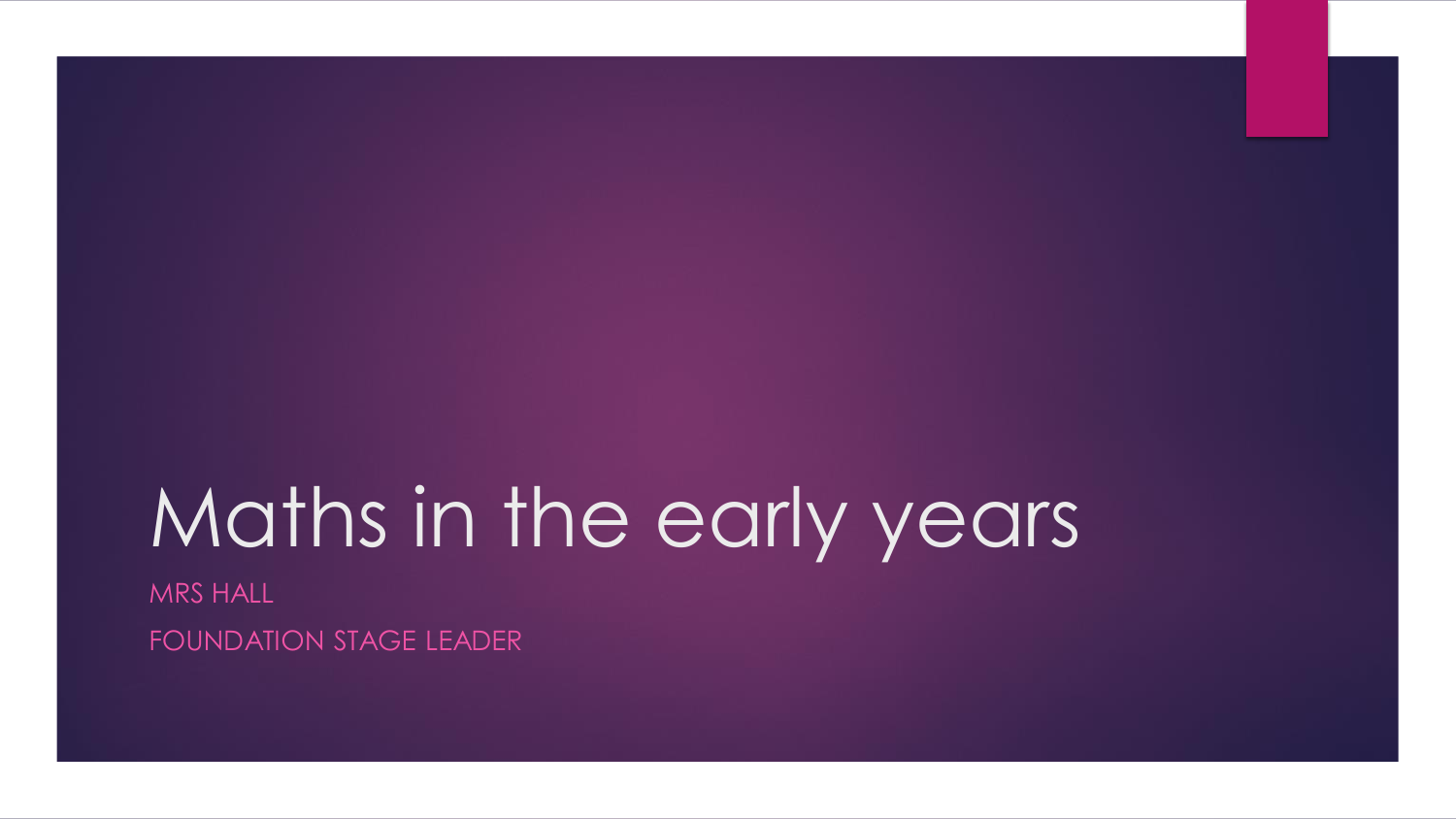# Maths in the early years

MRS HALL

FOUNDATION STAGE LEADER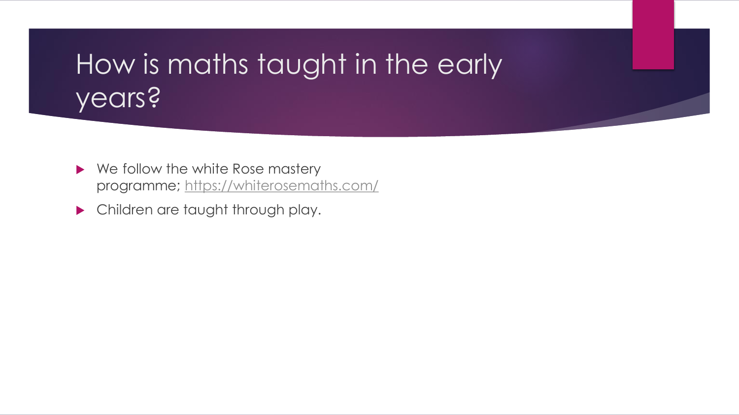# How is maths taught in the early years?

- We follow the white Rose mastery programme; https://whiterosemaths.com/
- Children are taught through play.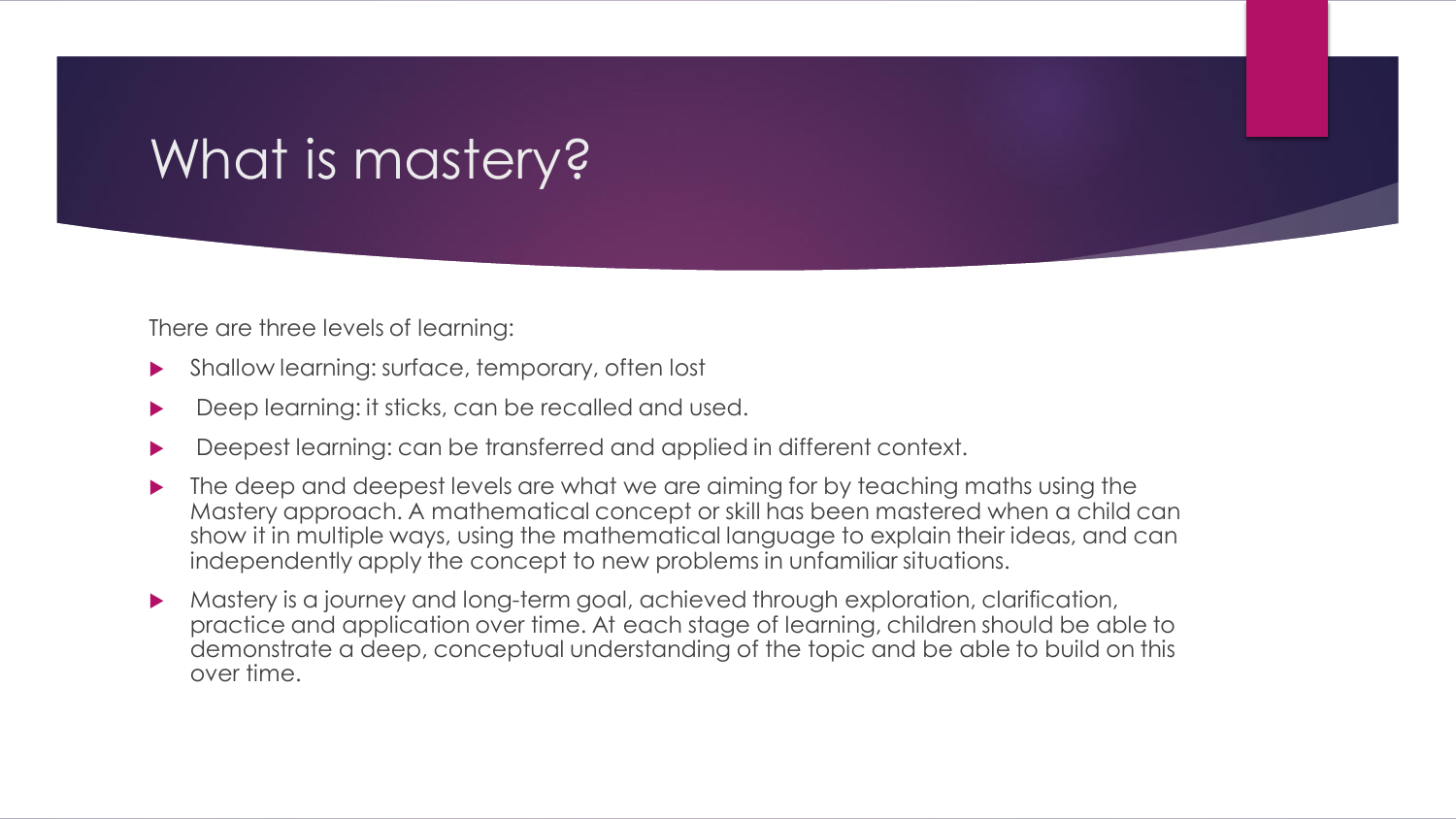# What is mastery?

There are three levels of learning:

- Shallow learning: surface, temporary, often lost
- Deep learning: it sticks, can be recalled and used.
- Deepest learning: can be transferred and applied in different context.
- The deep and deepest levels are what we are aiming for by teaching maths using the Mastery approach. A mathematical concept or skill has been mastered when a child can show it in multiple ways, using the mathematical language to explain their ideas, and can independently apply the concept to new problems in unfamiliar situations.
- Mastery is a journey and long-term goal, achieved through exploration, clarification, practice and application over time. At each stage of learning, children should be able to demonstrate a deep, conceptual understanding of the topic and be able to build on this over time.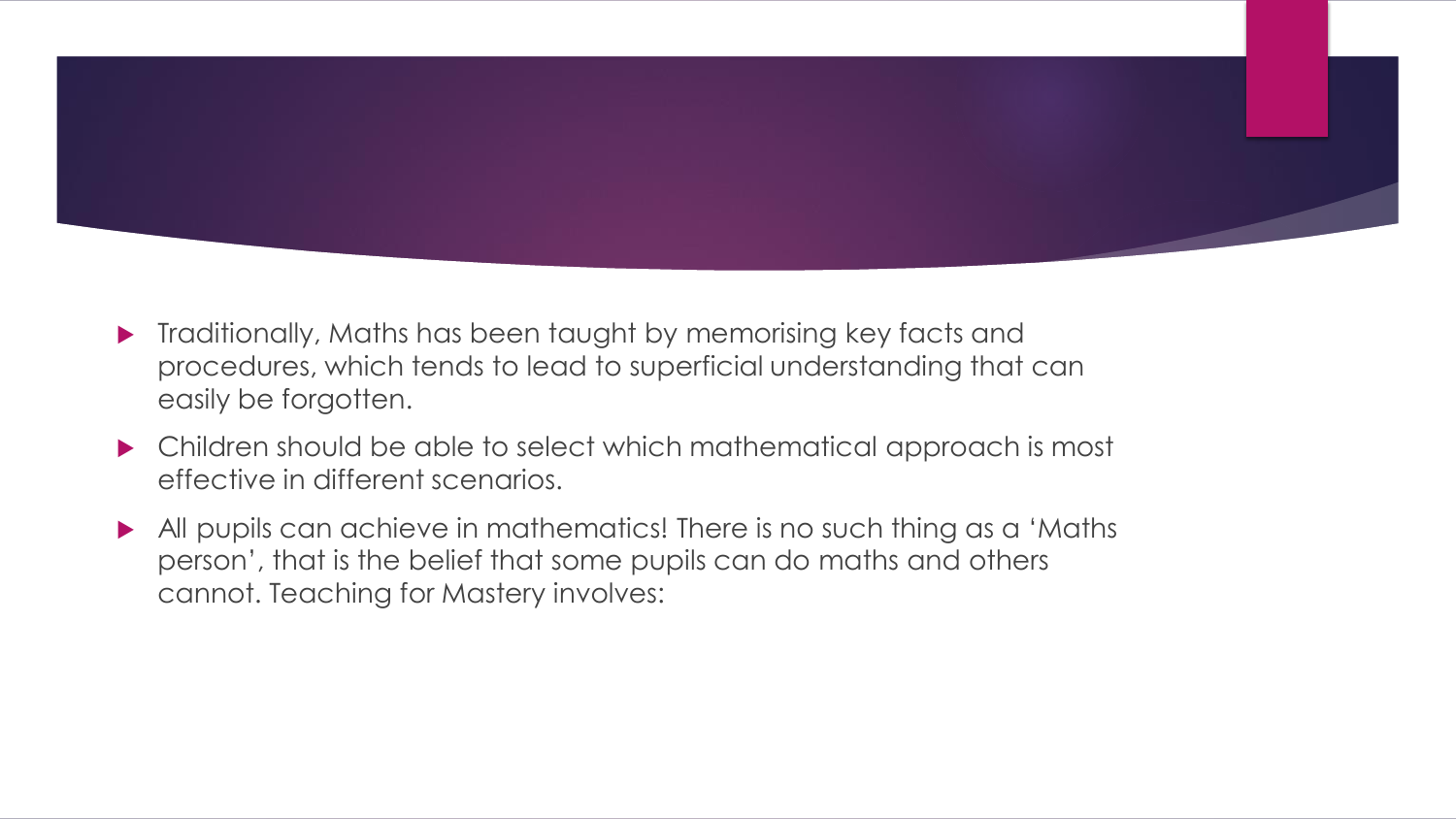- Traditionally, Maths has been taught by memorising key facts and procedures, which tends to lead to superficial understanding that can easily be forgotten.
- Children should be able to select which mathematical approach is most effective in different scenarios.
- All pupils can achieve in mathematics! There is no such thing as a 'Maths person', that is the belief that some pupils can do maths and others cannot. Teaching for Mastery involves: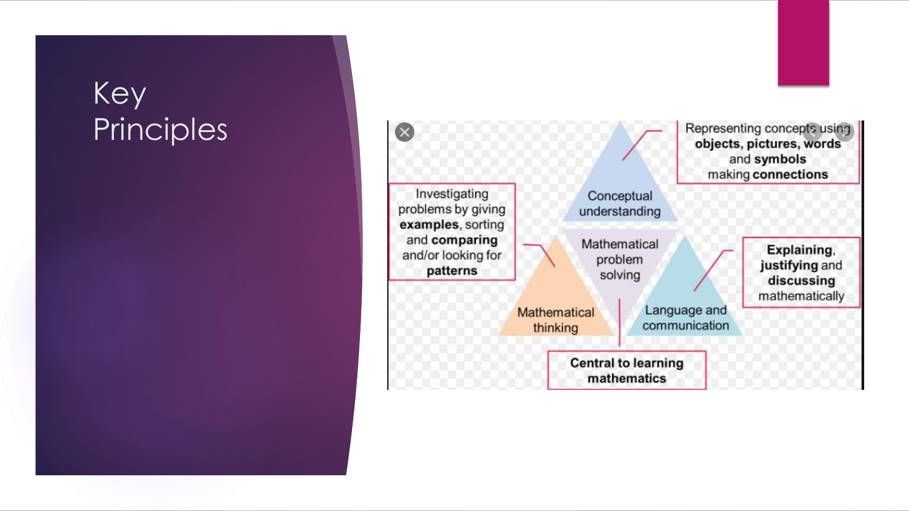# Key Principles

Representing concepts using **objects, pictures, words** and **symbols** making **connections**

Conceptual understanding

Investigating problems by giving **examples**, sorting and **comparing** and/or looking for **patterns**

Mathematical problem solving

**Explaining**, **justifying** and **discussing** mathematically

Mathematical thinking

Language and communication

**Central to learning mathematics**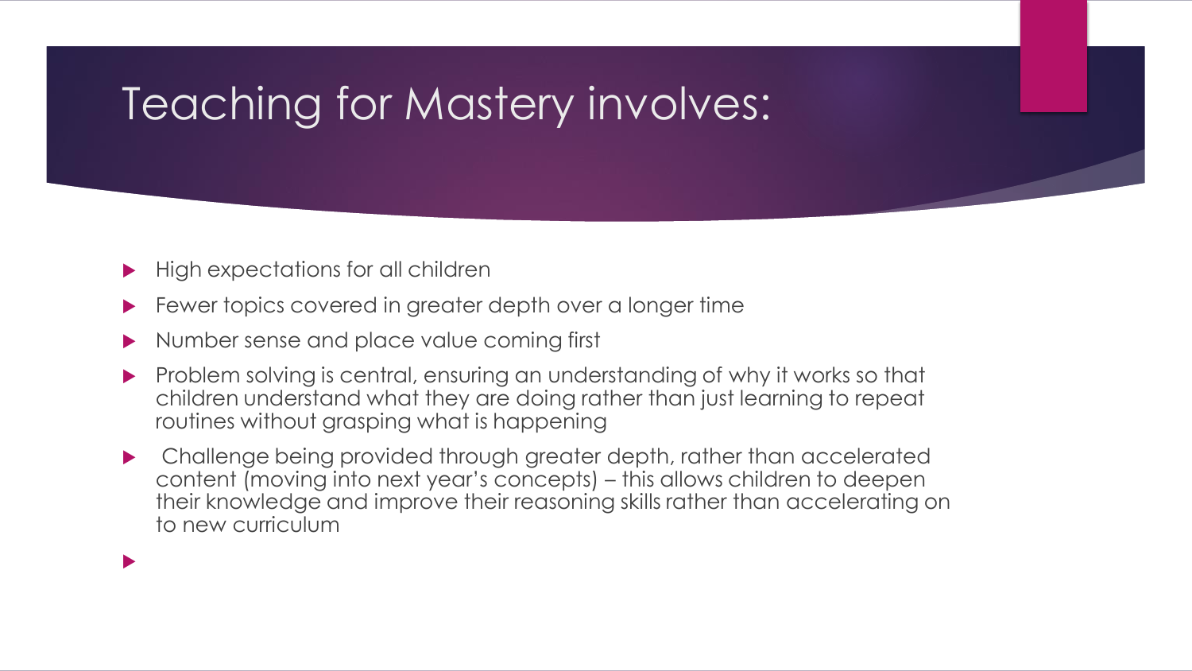# Teaching for Mastery involves:

- High expectations for all children
- Fewer topics covered in greater depth over a longer time
- Number sense and place value coming first
- Problem solving is central, ensuring an understanding of why it works so that children understand what they are doing rather than just learning to repeat routines without grasping what is happening
- Challenge being provided through greater depth, rather than accelerated content (moving into next year's concepts) – this allows children to deepen their knowledge and improve their reasoning skills rather than accelerating on to new curriculum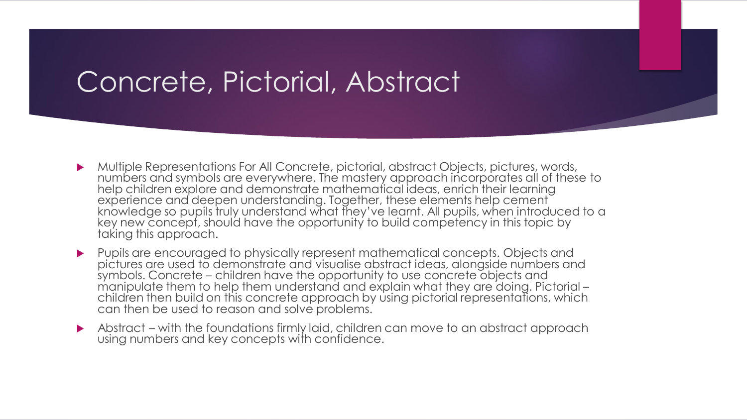# Concrete, Pictorial, Abstract

- Multiple Representations For All Concrete, pictorial, abstract Objects, pictures, words, numbers and symbols are everywhere. The mastery approach incorporates all of these to help children explore and demonstrate mathematical ideas, enrich their learning experience and deepen understanding. Together, these elements help cement knowledge so pupils truly understand what they've learnt. All pupils, when introduced to a key new concept, should have the opportunity to build competency in this topic by taking this approach.
- Pupils are encouraged to physically represent mathematical concepts. Objects and pictures are used to demonstrate and visualise abstract ideas, alongside numbers and symbols. Concrete – children have the opportunity to use concrete objects and manipulate them to help them understand and explain what they are doing. Pictorial – children then build on this concrete approach by using pictorial representations, which can then be used to reason and solve problems.
- Abstract – with the foundations firmly laid, children can move to an abstract approach using numbers and key concepts with confidence.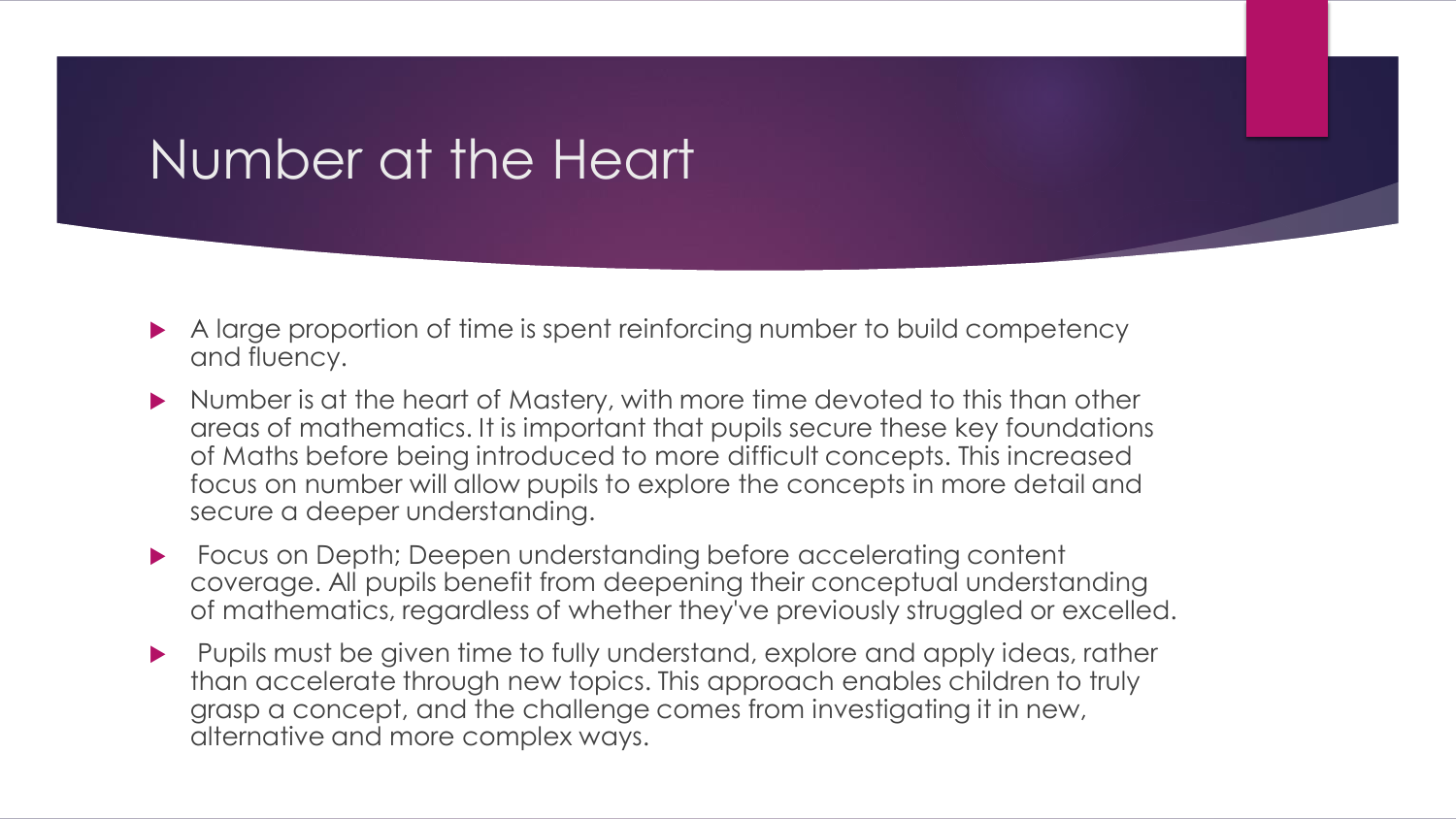# Number at the Heart

- A large proportion of time is spent reinforcing number to build competency and fluency.
- Number is at the heart of Mastery, with more time devoted to this than other areas of mathematics. It is important that pupils secure these key foundations of Maths before being introduced to more difficult concepts. This increased focus on number will allow pupils to explore the concepts in more detail and secure a deeper understanding.
- Focus on Depth; Deepen understanding before accelerating content coverage. All pupils benefit from deepening their conceptual understanding of mathematics, regardless of whether they've previously struggled or excelled.
- Pupils must be given time to fully understand, explore and apply ideas, rather than accelerate through new topics. This approach enables children to truly grasp a concept, and the challenge comes from investigating it in new, alternative and more complex ways.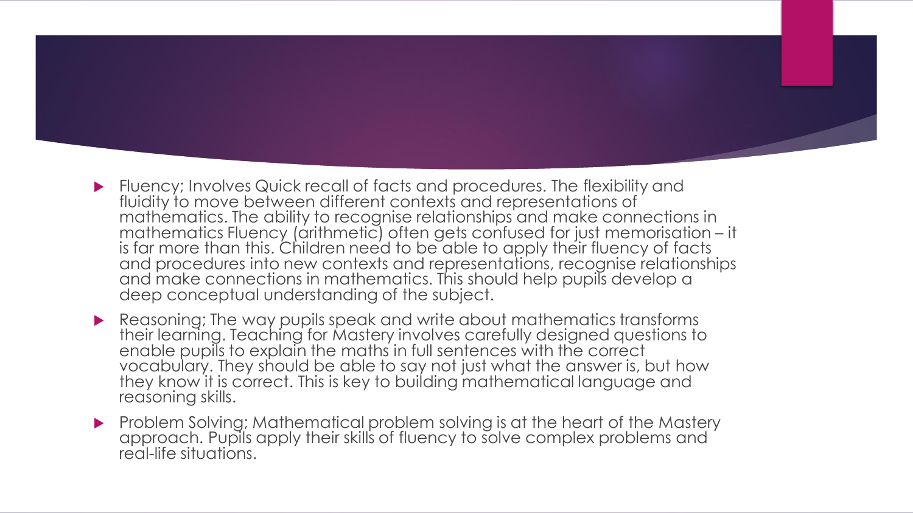- Fluency; Involves Quick recall of facts and procedures. The flexibility and fluidity to move between different contexts and representations of mathematics. The ability to recognise relationships and make connections in mathematics Fluency (arithmetic) often gets confused for just memorisation – it is far more than this. Children need to be able to apply their fluency of facts and procedures into new contexts and representations, recognise relationships and make connections in mathematics. This should help pupils develop a deep conceptual understanding of the subject.
- Reasoning; The way pupils speak and write about mathematics transforms their learning. Teaching for Mastery involves carefully designed questions to enable pupils to explain the maths in full sentences with the correct vocabulary. They should be able to say not just what the answer is, but how they know it is correct. This is key to building mathematical language and reasoning skills.
- Problem Solving; Mathematical problem solving is at the heart of the Mastery approach. Pupils apply their skills of fluency to solve complex problems and real-life situations.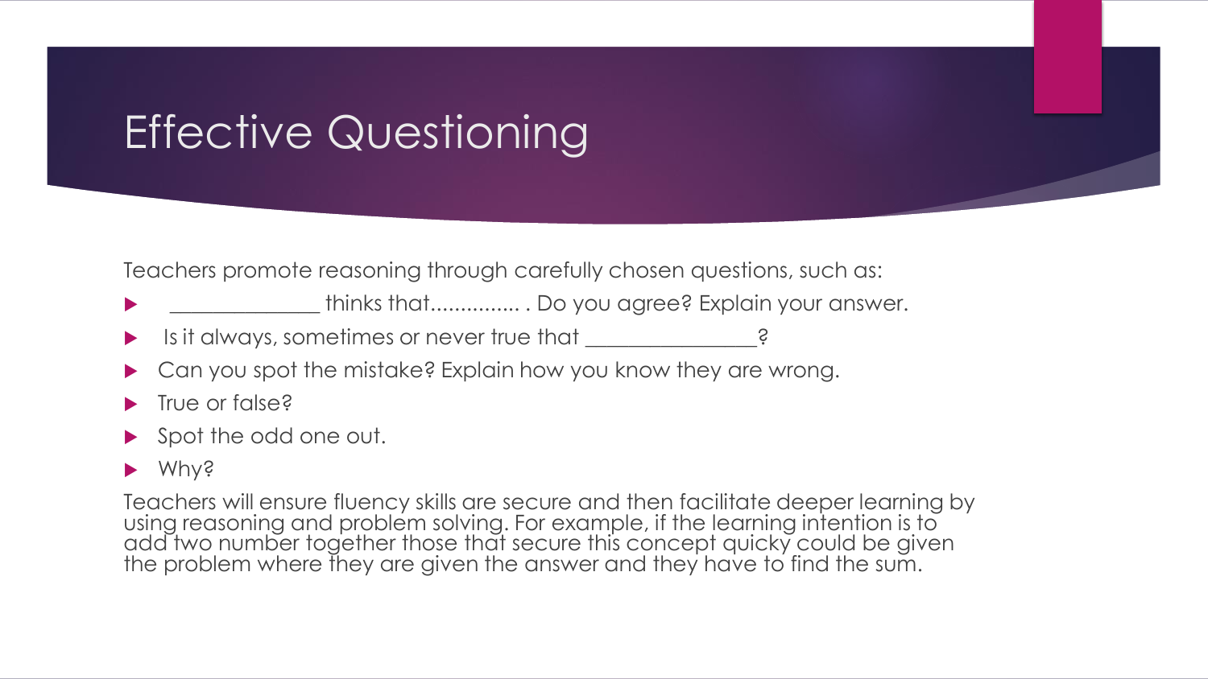# Effective Questioning

Teachers promote reasoning through carefully chosen questions, such as:

- _____________ thinks that............... . Do you agree? Explain your answer.
- Is it always, sometimes or never true that _______________?
- Can you spot the mistake? Explain how you know they are wrong.
- True or false?
- Spot the odd one out.
- Why?

Teachers will ensure fluency skills are secure and then facilitate deeper learning by using reasoning and problem solving. For example, if the learning intention is to add two number together those that secure this concept quicky could be given the problem where they are given the answer and they have to find the sum.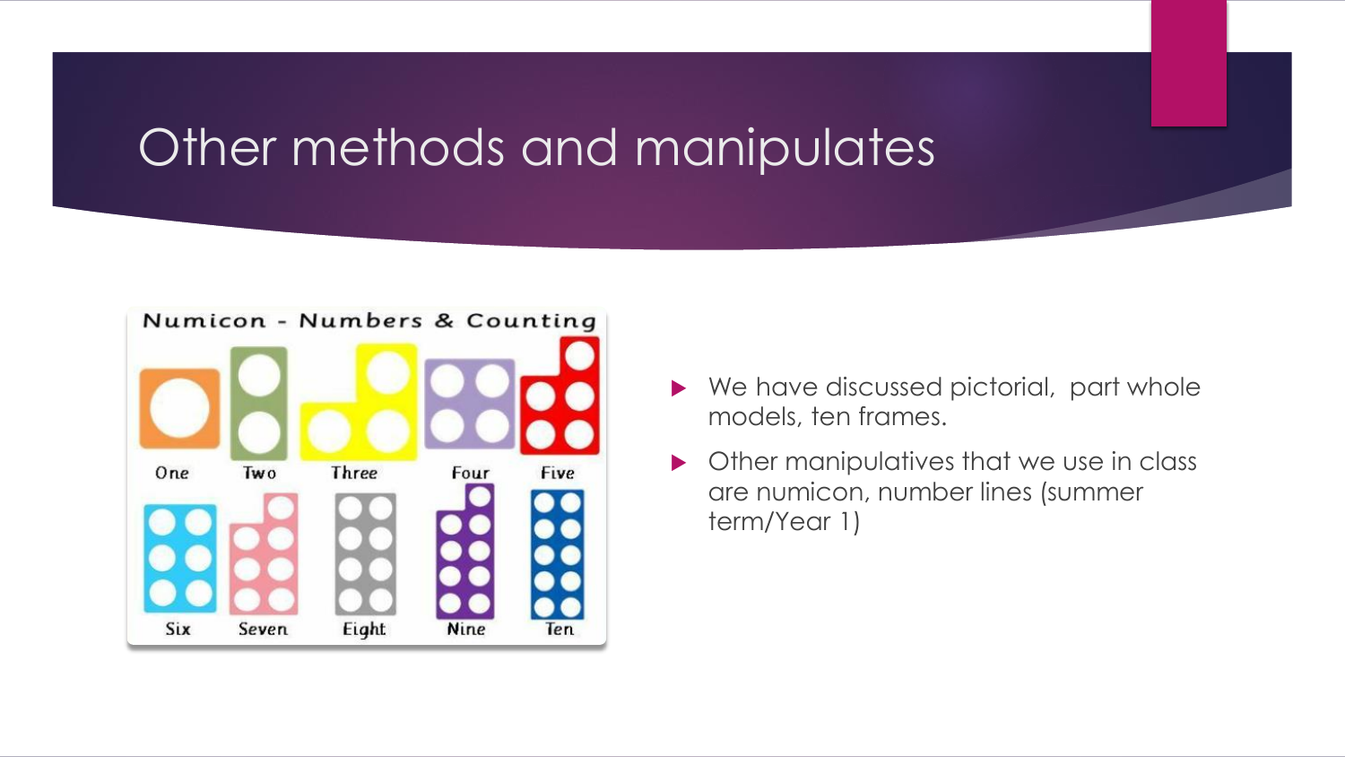# Other methods and manipulates

- We have discussed pictorial, part whole models, ten frames.
- Other manipulatives that we use in class are numicon, number lines (summer term/Year 1)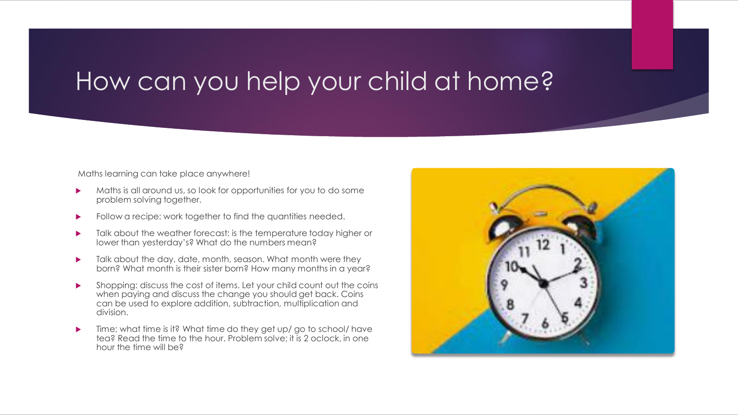# How can you help your child at home?

Maths learning can take place anywhere!

- Maths is all around us, so look for opportunities for you to do some problem solving together.
- Follow a recipe: work together to find the quantities needed.
- Talk about the weather forecast: is the temperature today higher or lower than yesterday's? What do the numbers mean?
- Talk about the day, date, month, season. What month were they born? What month is their sister born? How many months in a year?
- Shopping: discuss the cost of items. Let your child count out the coins when paying and discuss the change you should get back. Coins can be used to explore addition, subtraction, multiplication and division.
- Time; what time is it? What time do they get up/ go to school/ have tea? Read the time to the hour. Problem solve; it is 2 oclock, in one hour the time will be?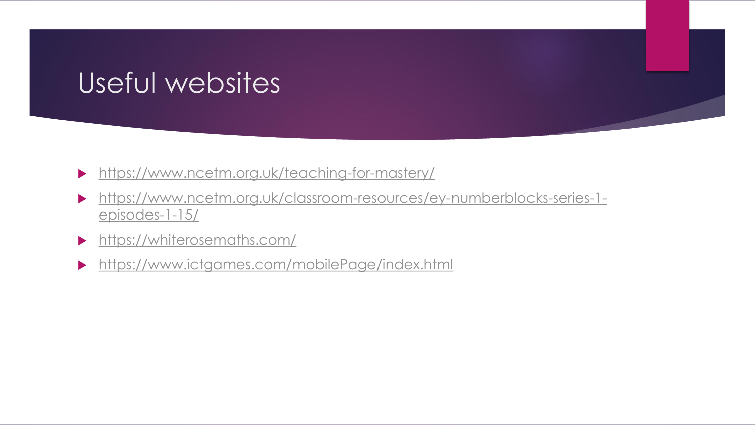# Useful websites

- https://www.ncetm.org.uk/teaching-for-mastery/
- https://www.ncetm.org.uk/classroom-resources/ey-numberblocks-series-1-episodes-1-15/
- https://whiterosemaths.com/
- https://www.ictgames.com/mobilePage/index.html